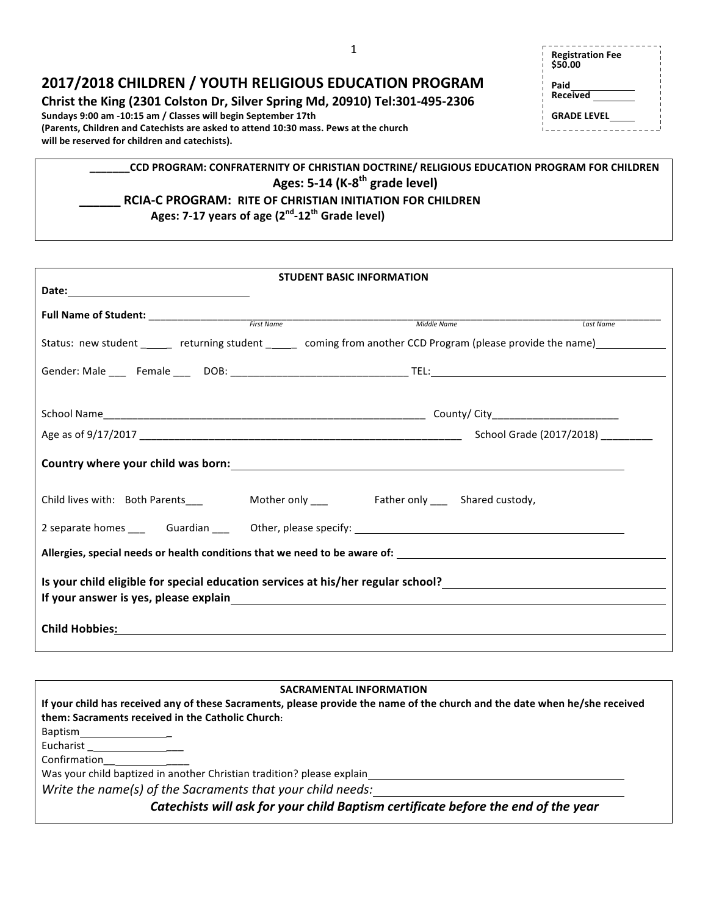# 2017/2018 CHILDREN / YOUTH RELIGIOUS EDUCATION PROGRAM

**Christ the King (2301 Colston Dr, Silver Spring Md, 20910) Tel:301-495-2306**

**Sundays 9:00 am -10:15 am / Classes will begin September 17th**
**(Parents, Children and Catechists are asked to attend 10:30 mass. Pews at the church will be reserved for children and catechists).**

**Registration Fee $50.00**

**Paid** ____________
**Received** ________

**GRADE LEVEL** _____

______**CCD PROGRAM: CONFRATERNITY OF CHRISTIAN DOCTRINE/ RELIGIOUS EDUCATION PROGRAM FOR CHILDREN**

**Ages: 5-14 (K-8th grade level)**

______ **RCIA-C PROGRAM: RITE OF CHRISTIAN INITIATION FOR CHILDREN**

**Ages: 7-17 years of age (2nd-12th Grade level)**

## STUDENT BASIC INFORMATION

**Date:** ______________________________

**Full Name of Student:** ______________________________________________________________________

*First Name* *Middle Name* *Last Name*

Status: new student _____ returning student _____ coming from another CCD Program (please provide the name)____________

Gender: Male ___ Female ___ DOB: ______________________________ TEL: ________________________________________

School Name________________________________________________________ County/ City______________________

Age as of 9/17/2017 ________________________________________________________ School Grade (2017/2018) _________

**Country where your child was born:** ________________________________________________________________

Child lives with: Both Parents___ Mother only ___ Father only ___ Shared custody,

2 separate homes ___ Guardian ___ Other, please specify: ______________________________________________

**Allergies, special needs or health conditions that we need to be aware of:** ______________________________________

**Is your child eligible for special education services at his/her regular school?** ______________________________

**If your answer is yes, please explain** ________________________________________________________________

**Child Hobbies:** ________________________________________________________________________________

## SACRAMENTAL INFORMATION

**If your child has received any of these Sacraments, please provide the name of the church and the date when he/she received them: Sacraments received in the Catholic Church:**

Baptism________________

Eucharist ________________

Confirmation________________

Was your child baptized in another Christian tradition? please explain________________________________________

*Write the name(s) of the Sacraments that your child needs:* ________________________________________

***Catechists will ask for your child Baptism certificate before the end of the year***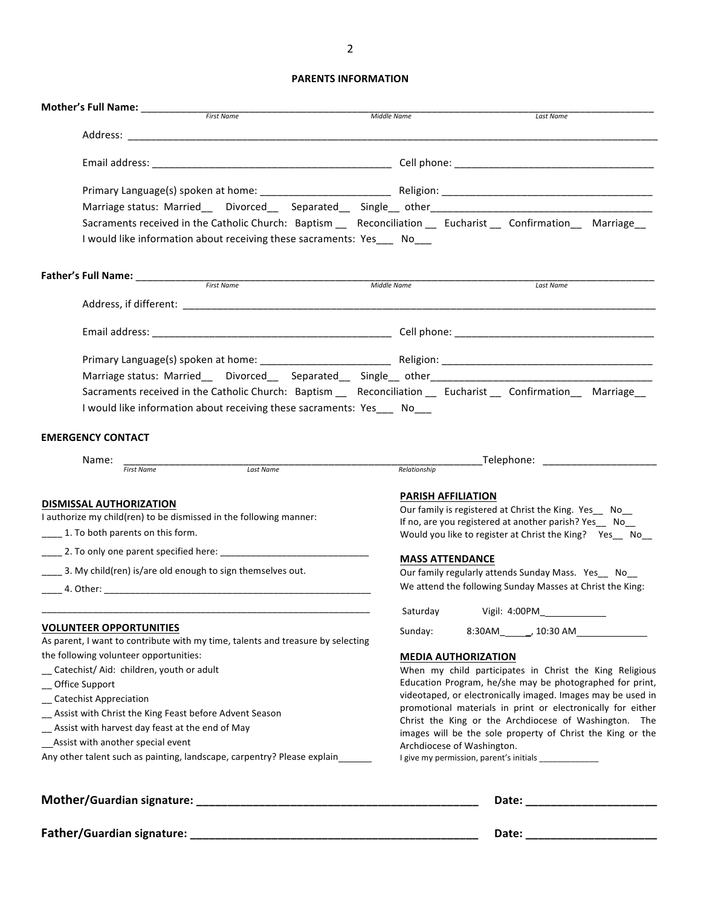## PARENTS INFORMATION

**Mother's Full Name:** ______________________________________________________________________
*First Name* *Middle Name* *Last Name*

Address: ______________________________________________________________________

Email address: ______________________________ Cell phone: ______________________________

Primary Language(s) spoken at home: ____________________ Religion: ______________________________

Marriage status: Married__ Divorced__ Separated__ Single__ other______________________________

Sacraments received in the Catholic Church: Baptism __ Reconciliation __ Eucharist __ Confirmation__ Marriage__

I would like information about receiving these sacraments: Yes___ No___

**Father's Full Name:** ______________________________________________________________________
*First Name* *Middle Name* *Last Name*

Address, if different: ______________________________________________________________________

Email address: ______________________________ Cell phone: ______________________________

Primary Language(s) spoken at home: ____________________ Religion: ______________________________

Marriage status: Married__ Divorced__ Separated__ Single__ other______________________________

Sacraments received in the Catholic Church: Baptism __ Reconciliation __ Eucharist __ Confirmation__ Marriage__

I would like information about receiving these sacraments: Yes___ No___

**EMERGENCY CONTACT**

Name: ______________________________________________________ Telephone: ____________________
*First Name* *Last Name* *Relationship*

**DISMISSAL AUTHORIZATION**

I authorize my child(ren) to be dismissed in the following manner:

____ 1. To both parents on this form.

____ 2. To only one parent specified here: ____________________________

____ 3. My child(ren) is/are old enough to sign themselves out.

____ 4. Other: ______________________________________________________

______________________________________________________________

**VOLUNTEER OPPORTUNITIES**

As parent, I want to contribute with my time, talents and treasure by selecting the following volunteer opportunities:

__ Catechist/ Aid: children, youth or adult

__ Office Support

__ Catechist Appreciation

__ Assist with Christ the King Feast before Advent Season

__ Assist with harvest day feast at the end of May

__Assist with another special event

Any other talent such as painting, landscape, carpentry? Please explain_______

**PARISH AFFILIATION**

Our family is registered at Christ the King. Yes__ No__

If no, are you registered at another parish? Yes__ No__

Would you like to register at Christ the King? Yes__ No__

**MASS ATTENDANCE**

Our family regularly attends Sunday Mass. Yes__ No__

We attend the following Sunday Masses at Christ the King:

Saturday Vigil: 4:00PM____________

Sunday: 8:30AM______, 10:30 AM______________

**MEDIA AUTHORIZATION**

When my child participates in Christ the King Religious Education Program, he/she may be photographed for print, videotaped, or electronically imaged. Images may be used in promotional materials in print or electronically for either Christ the King or the Archdiocese of Washington. The images will be the sole property of Christ the King or the Archdiocese of Washington.

I give my permission, parent's initials _____________

**Mother/Guardian signature:** ______________________________________________ **Date:** ____________________

**Father/Guardian signature:** ______________________________________________ **Date:** ____________________